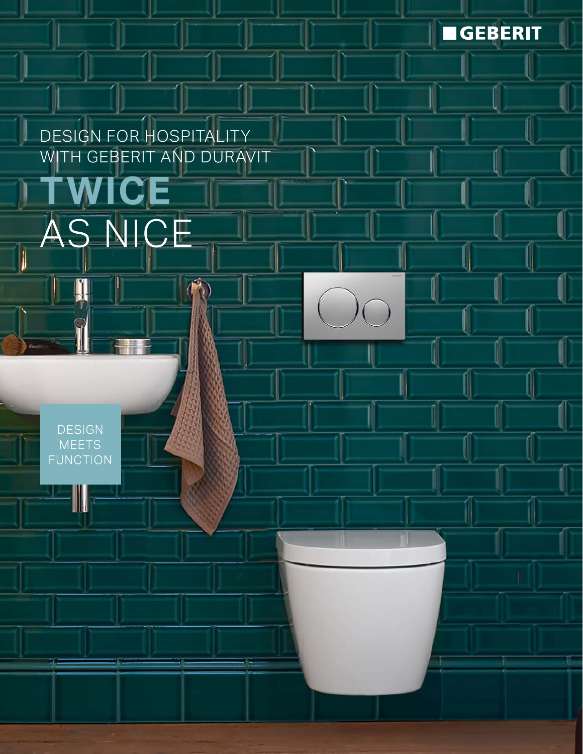GEBERIT

DESIGN FOR HOSPITALITY
WITH GEBERIT AND DURAVIT

# TWICE AS NICE

DESIGN MEETS FUNCTION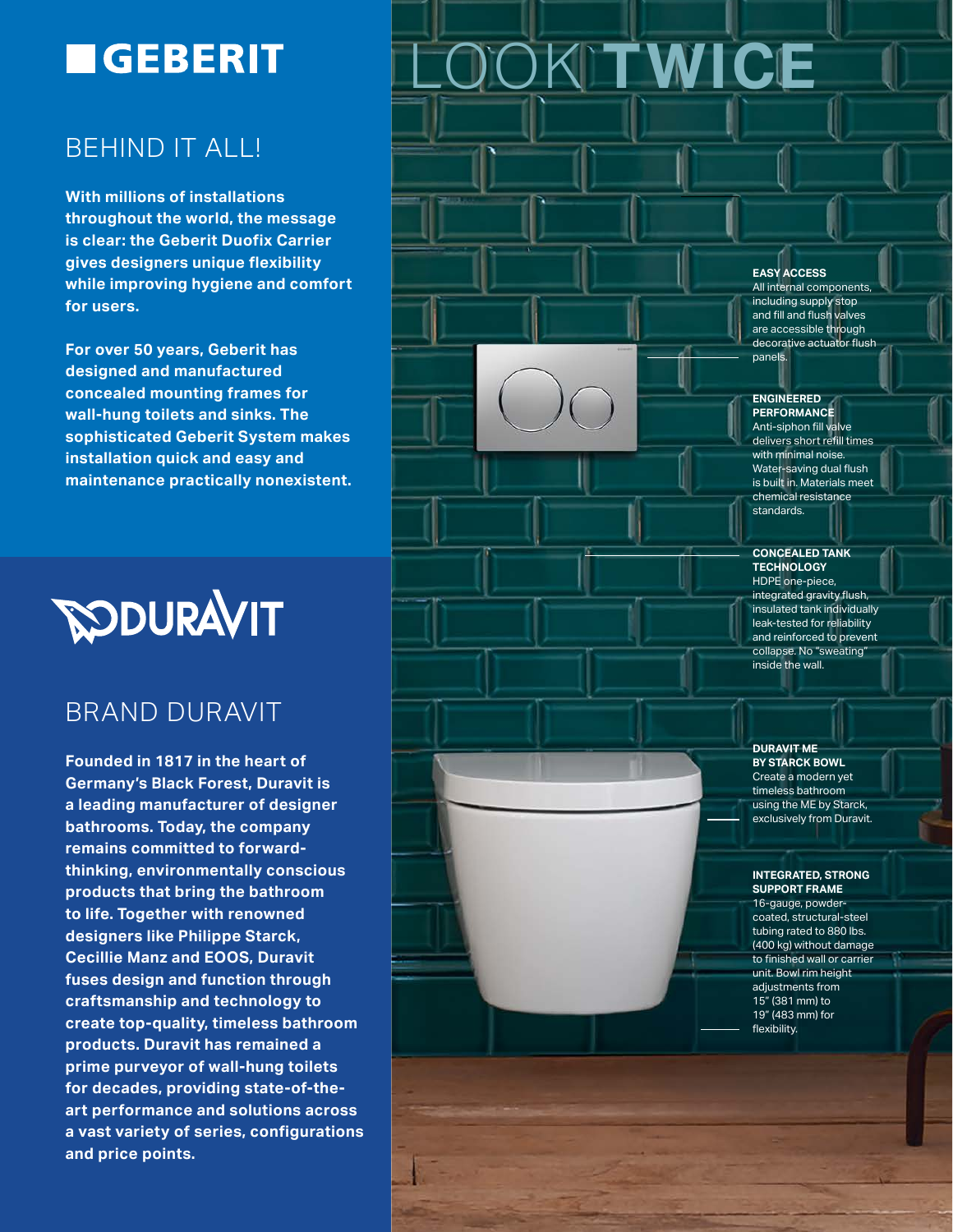# GEBERIT

## BEHIND IT ALL!

**With millions of installations throughout the world, the message is clear: the Geberit Duofix Carrier gives designers unique flexibility while improving hygiene and comfort for users.**

**For over 50 years, Geberit has designed and manufactured concealed mounting frames for wall-hung toilets and sinks. The sophisticated Geberit System makes installation quick and easy and maintenance practically nonexistent.**

# DURAVIT

## BRAND DURAVIT

**Founded in 1817 in the heart of Germany's Black Forest, Duravit is a leading manufacturer of designer bathrooms. Today, the company remains committed to forward-thinking, environmentally conscious products that bring the bathroom to life. Together with renowned designers like Philippe Starck, Cecillie Manz and EOOS, Duravit fuses design and function through craftsmanship and technology to create top-quality, timeless bathroom products. Duravit has remained a prime purveyor of wall-hung toilets for decades, providing state-of-the-art performance and solutions across a vast variety of series, configurations and price points.**

# LOOK **TWICE**

**EASY ACCESS**
All internal components, including supply stop and fill and flush valves are accessible through decorative actuator flush panels.

**ENGINEERED PERFORMANCE**
Anti-siphon fill valve delivers short refill times with minimal noise. Water-saving dual flush is built in. Materials meet chemical resistance standards.

**CONCEALED TANK TECHNOLOGY**
HDPE one-piece, integrated gravity flush, insulated tank individually leak-tested for reliability and reinforced to prevent collapse. No "sweating" inside the wall.

**DURAVIT ME BY STARCK BOWL**
Create a modern yet timeless bathroom using the ME by Starck, exclusively from Duravit.

**INTEGRATED, STRONG SUPPORT FRAME**
16-gauge, powder-coated, structural-steel tubing rated to 880 lbs. (400 kg) without damage to finished wall or carrier unit. Bowl rim height adjustments from 15" (381 mm) to 19" (483 mm) for flexibility.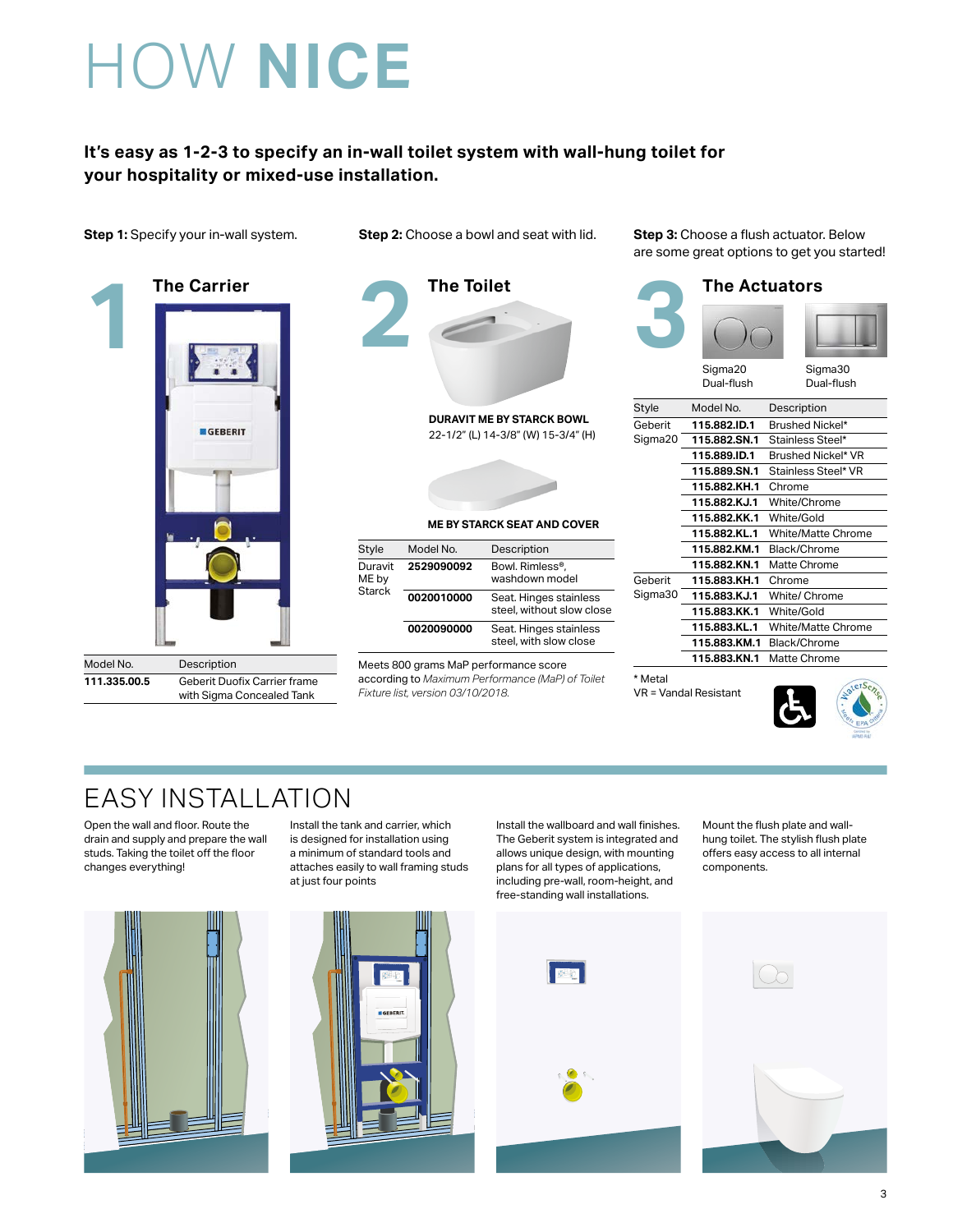# HOW **NICE**

**It's easy as 1-2-3 to specify an in-wall toilet system with wall-hung toilet for your hospitality or mixed-use installation.**

**Step 1:** Specify your in-wall system.

## 1 The Carrier

| Model No. | Description |
|---|---|
| **111.335.00.5** | Geberit Duofix Carrier frame with Sigma Concealed Tank |

**Step 2:** Choose a bowl and seat with lid.

## 2 The Toilet

**DURAVIT ME BY STARCK BOWL**
22-1/2" (L) 14-3/8" (W) 15-3/4" (H)

**ME BY STARCK SEAT AND COVER**

| Style | Model No. | Description |
|---|---|---|
| Duravit ME by Starck | **2529090092** | Bowl. Rimless®, washdown model |
| | **0020010000** | Seat. Hinges stainless steel, without slow close |
| | **0020090000** | Seat. Hinges stainless steel, with slow close |

Meets 800 grams MaP performance score according to *Maximum Performance (MaP) of Toilet Fixture list, version 03/10/2018.*

**Step 3:** Choose a flush actuator. Below are some great options to get you started!

## 3 The Actuators

Sigma20 Dual-flush

Sigma30 Dual-flush

| Style | Model No. | Description |
|---|---|---|
| Geberit Sigma20 | **115.882.ID.1** | Brushed Nickel* |
| | **115.882.SN.1** | Stainless Steel* |
| | **115.889.ID.1** | Brushed Nickel* VR |
| | **115.889.SN.1** | Stainless Steel* VR |
| | **115.882.KH.1** | Chrome |
| | **115.882.KJ.1** | White/Chrome |
| | **115.882.KK.1** | White/Gold |
| | **115.882.KL.1** | White/Matte Chrome |
| | **115.882.KM.1** | Black/Chrome |
| | **115.882.KN.1** | Matte Chrome |
| Geberit Sigma30 | **115.883.KH.1** | Chrome |
| | **115.883.KJ.1** | White/ Chrome |
| | **115.883.KK.1** | White/Gold |
| | **115.883.KL.1** | White/Matte Chrome |
| | **115.883.KM.1** | Black/Chrome |
| | **115.883.KN.1** | Matte Chrome |

\* Metal
VR = Vandal Resistant

# EASY INSTALLATION

Open the wall and floor. Route the drain and supply and prepare the wall studs. Taking the toilet off the floor changes everything!

Install the tank and carrier, which is designed for installation using a minimum of standard tools and attaches easily to wall framing studs at just four points

Install the wallboard and wall finishes. The Geberit system is integrated and allows unique design, with mounting plans for all types of applications, including pre-wall, room-height, and free-standing wall installations.

Mount the flush plate and wall-hung toilet. The stylish flush plate offers easy access to all internal components.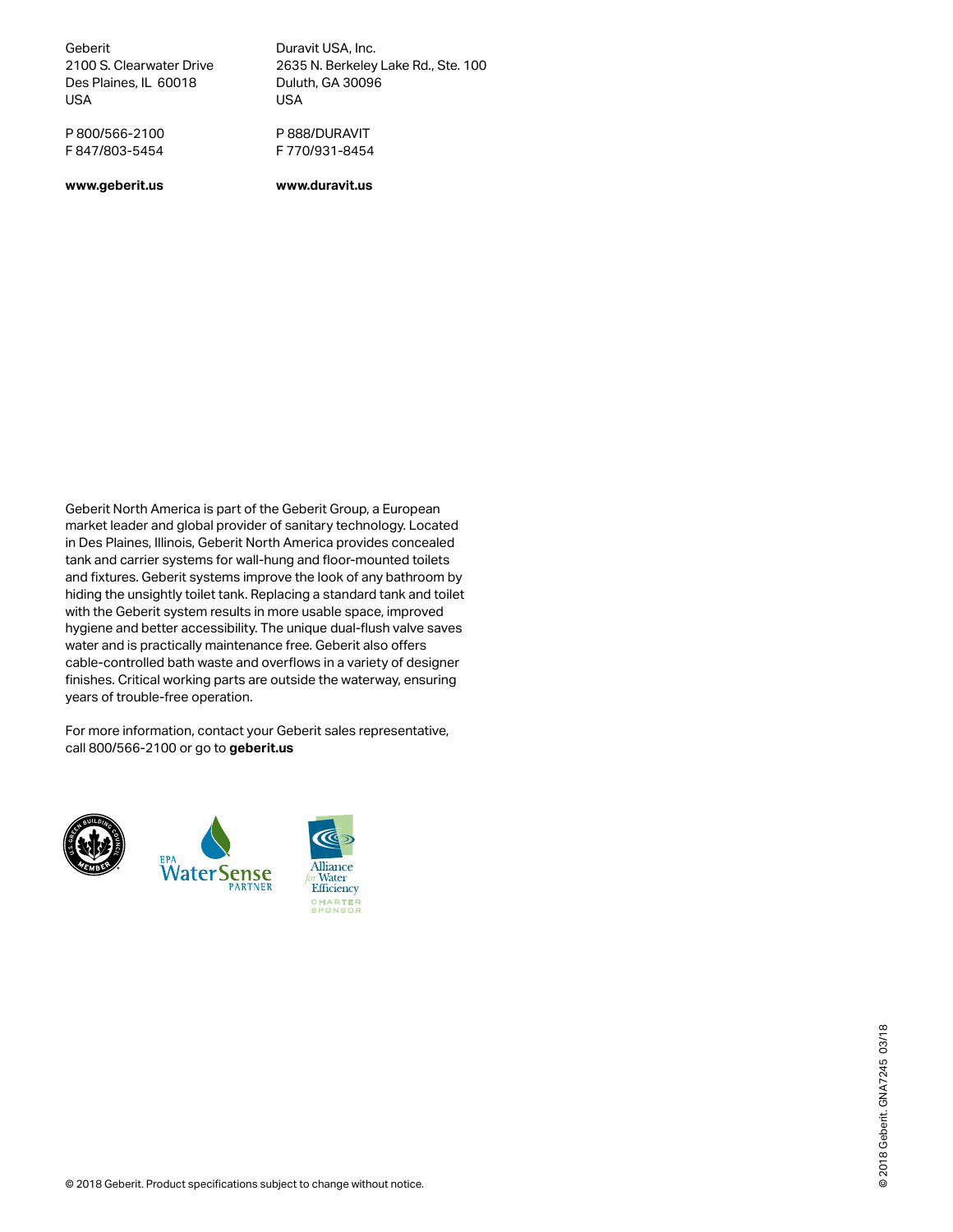Geberit
2100 S. Clearwater Drive
Des Plaines, IL 60018
USA

P 800/566-2100
F 847/803-5454

**www.geberit.us**

Duravit USA, Inc.
2635 N. Berkeley Lake Rd., Ste. 100
Duluth, GA 30096
USA

P 888/DURAVIT
F 770/931-8454

**www.duravit.us**

Geberit North America is part of the Geberit Group, a European market leader and global provider of sanitary technology. Located in Des Plaines, Illinois, Geberit North America provides concealed tank and carrier systems for wall-hung and floor-mounted toilets and fixtures. Geberit systems improve the look of any bathroom by hiding the unsightly toilet tank. Replacing a standard tank and toilet with the Geberit system results in more usable space, improved hygiene and better accessibility. The unique dual-flush valve saves water and is practically maintenance free. Geberit also offers cable-controlled bath waste and overflows in a variety of designer finishes. Critical working parts are outside the waterway, ensuring years of trouble-free operation.

For more information, contact your Geberit sales representative, call 800/566-2100 or go to **geberit.us**

U.S. Green Building Council Member

EPA WaterSense Partner

Alliance for Water Efficiency Charter Sponsor

© 2018 Geberit. Product specifications subject to change without notice.

© 2018 Geberit. GNA7245 03/18